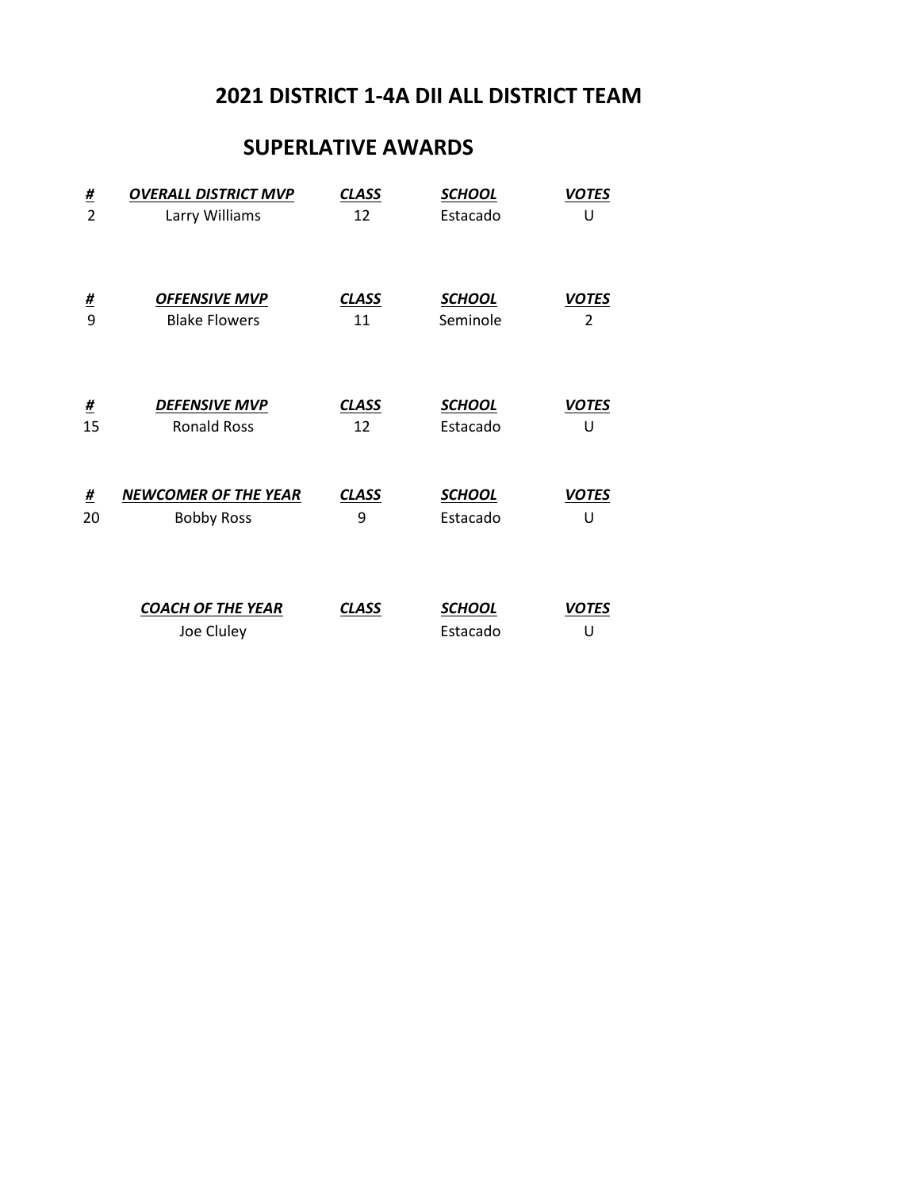# 2021 DISTRICT 1-4A DII ALL DISTRICT TEAM

## SUPERLATIVE AWARDS

| # | OVERALL DISTRICT MVP | CLASS | SCHOOL | VOTES |
|---|---|---|---|---|
| 2 | Larry Williams | 12 | Estacado | U |

| # | OFFENSIVE MVP | CLASS | SCHOOL | VOTES |
|---|---|---|---|---|
| 9 | Blake Flowers | 11 | Seminole | 2 |

| # | DEFENSIVE MVP | CLASS | SCHOOL | VOTES |
|---|---|---|---|---|
| 15 | Ronald Ross | 12 | Estacado | U |

| # | NEWCOMER OF THE YEAR | CLASS | SCHOOL | VOTES |
|---|---|---|---|---|
| 20 | Bobby Ross | 9 | Estacado | U |

| COACH OF THE YEAR | CLASS | SCHOOL | VOTES |
|---|---|---|---|
| Joe Cluley | | Estacado | U |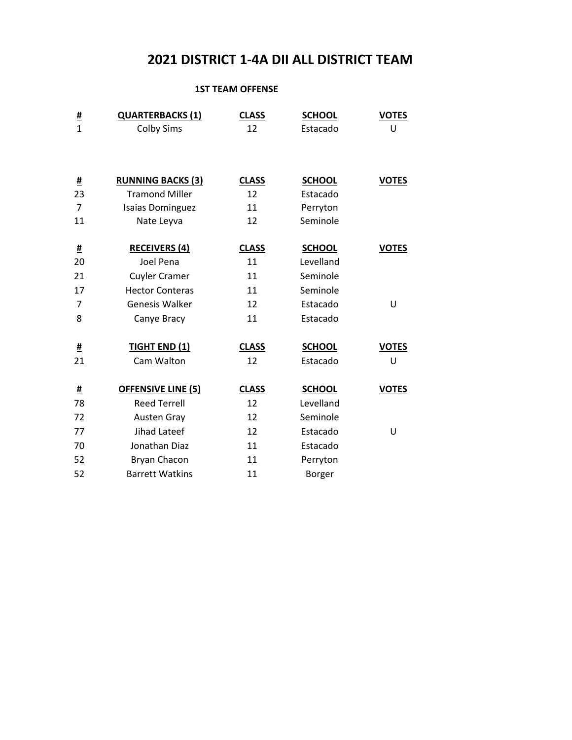# 2021 DISTRICT 1-4A DII ALL DISTRICT TEAM

## 1ST TEAM OFFENSE

| # | QUARTERBACKS (1) | CLASS | SCHOOL | VOTES |
|---|---|---|---|---|
| 1 | Colby Sims | 12 | Estacado | U |

| # | RUNNING BACKS (3) | CLASS | SCHOOL | VOTES |
|---|---|---|---|---|
| 23 | Tramond Miller | 12 | Estacado | |
| 7 | Isaias Dominguez | 11 | Perryton | |
| 11 | Nate Leyva | 12 | Seminole | |

| # | RECEIVERS (4) | CLASS | SCHOOL | VOTES |
|---|---|---|---|---|
| 20 | Joel Pena | 11 | Levelland | |
| 21 | Cuyler Cramer | 11 | Seminole | |
| 17 | Hector Conteras | 11 | Seminole | |
| 7 | Genesis Walker | 12 | Estacado | U |
| 8 | Canye Bracy | 11 | Estacado | |

| # | TIGHT END (1) | CLASS | SCHOOL | VOTES |
|---|---|---|---|---|
| 21 | Cam Walton | 12 | Estacado | U |

| # | OFFENSIVE LINE (5) | CLASS | SCHOOL | VOTES |
|---|---|---|---|---|
| 78 | Reed Terrell | 12 | Levelland | |
| 72 | Austen Gray | 12 | Seminole | |
| 77 | Jihad Lateef | 12 | Estacado | U |
| 70 | Jonathan Diaz | 11 | Estacado | |
| 52 | Bryan Chacon | 11 | Perryton | |
| 52 | Barrett Watkins | 11 | Borger | |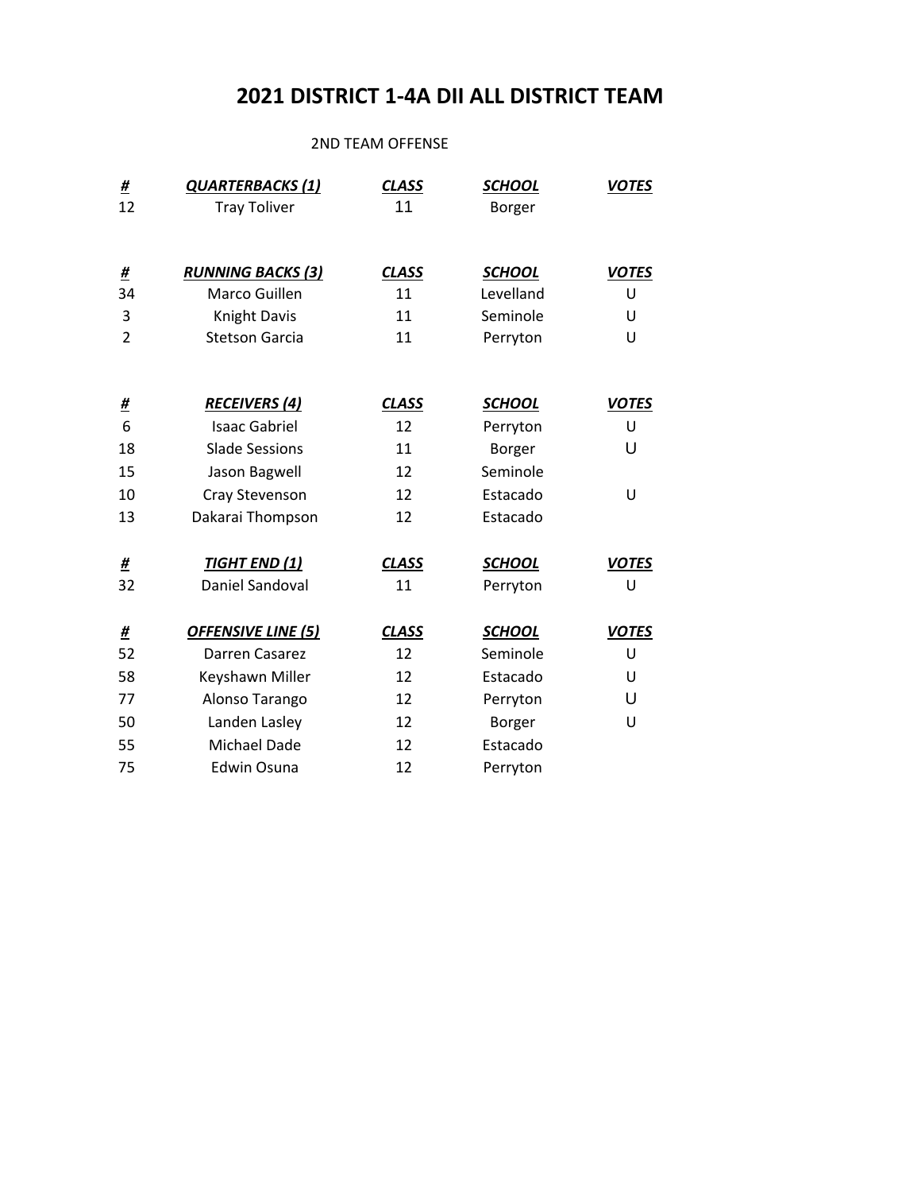# 2021 DISTRICT 1-4A DII ALL DISTRICT TEAM

2ND TEAM OFFENSE

| # | QUARTERBACKS (1) | CLASS | SCHOOL | VOTES |
|---|---|---|---|---|
| 12 | Tray Toliver | 11 | Borger | |

| # | RUNNING BACKS (3) | CLASS | SCHOOL | VOTES |
|---|---|---|---|---|
| 34 | Marco Guillen | 11 | Levelland | U |
| 3 | Knight Davis | 11 | Seminole | U |
| 2 | Stetson Garcia | 11 | Perryton | U |

| # | RECEIVERS (4) | CLASS | SCHOOL | VOTES |
|---|---|---|---|---|
| 6 | Isaac Gabriel | 12 | Perryton | U |
| 18 | Slade Sessions | 11 | Borger | U |
| 15 | Jason Bagwell | 12 | Seminole | |
| 10 | Cray Stevenson | 12 | Estacado | U |
| 13 | Dakarai Thompson | 12 | Estacado | |

| # | TIGHT END (1) | CLASS | SCHOOL | VOTES |
|---|---|---|---|---|
| 32 | Daniel Sandoval | 11 | Perryton | U |

| # | OFFENSIVE LINE (5) | CLASS | SCHOOL | VOTES |
|---|---|---|---|---|
| 52 | Darren Casarez | 12 | Seminole | U |
| 58 | Keyshawn Miller | 12 | Estacado | U |
| 77 | Alonso Tarango | 12 | Perryton | U |
| 50 | Landen Lasley | 12 | Borger | U |
| 55 | Michael Dade | 12 | Estacado | |
| 75 | Edwin Osuna | 12 | Perryton | |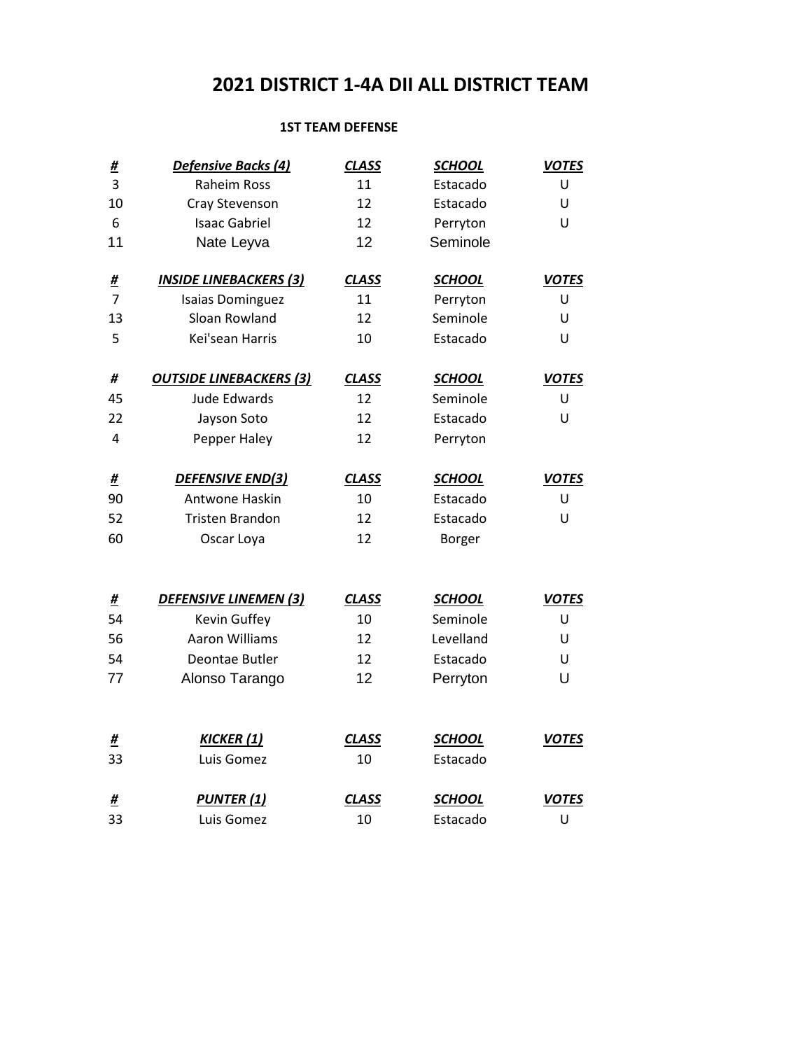# 2021 DISTRICT 1-4A DII ALL DISTRICT TEAM

**1ST TEAM DEFENSE**

| # | Defensive Backs (4) | CLASS | SCHOOL | VOTES |
|---|---|---|---|---|
| 3 | Raheim Ross | 11 | Estacado | U |
| 10 | Cray Stevenson | 12 | Estacado | U |
| 6 | Isaac Gabriel | 12 | Perryton | U |
| 11 | Nate Leyva | 12 | Seminole | |

| # | INSIDE LINEBACKERS (3) | CLASS | SCHOOL | VOTES |
|---|---|---|---|---|
| 7 | Isaias Dominguez | 11 | Perryton | U |
| 13 | Sloan Rowland | 12 | Seminole | U |
| 5 | Kei'sean Harris | 10 | Estacado | U |

| # | OUTSIDE LINEBACKERS (3) | CLASS | SCHOOL | VOTES |
|---|---|---|---|---|
| 45 | Jude Edwards | 12 | Seminole | U |
| 22 | Jayson Soto | 12 | Estacado | U |
| 4 | Pepper Haley | 12 | Perryton | |

| # | DEFENSIVE END(3) | CLASS | SCHOOL | VOTES |
|---|---|---|---|---|
| 90 | Antwone Haskin | 10 | Estacado | U |
| 52 | Tristen Brandon | 12 | Estacado | U |
| 60 | Oscar Loya | 12 | Borger | |

| # | DEFENSIVE LINEMEN (3) | CLASS | SCHOOL | VOTES |
|---|---|---|---|---|
| 54 | Kevin Guffey | 10 | Seminole | U |
| 56 | Aaron Williams | 12 | Levelland | U |
| 54 | Deontae Butler | 12 | Estacado | U |
| 77 | Alonso Tarango | 12 | Perryton | U |

| # | KICKER (1) | CLASS | SCHOOL | VOTES |
|---|---|---|---|---|
| 33 | Luis Gomez | 10 | Estacado | |

| # | PUNTER (1) | CLASS | SCHOOL | VOTES |
|---|---|---|---|---|
| 33 | Luis Gomez | 10 | Estacado | U |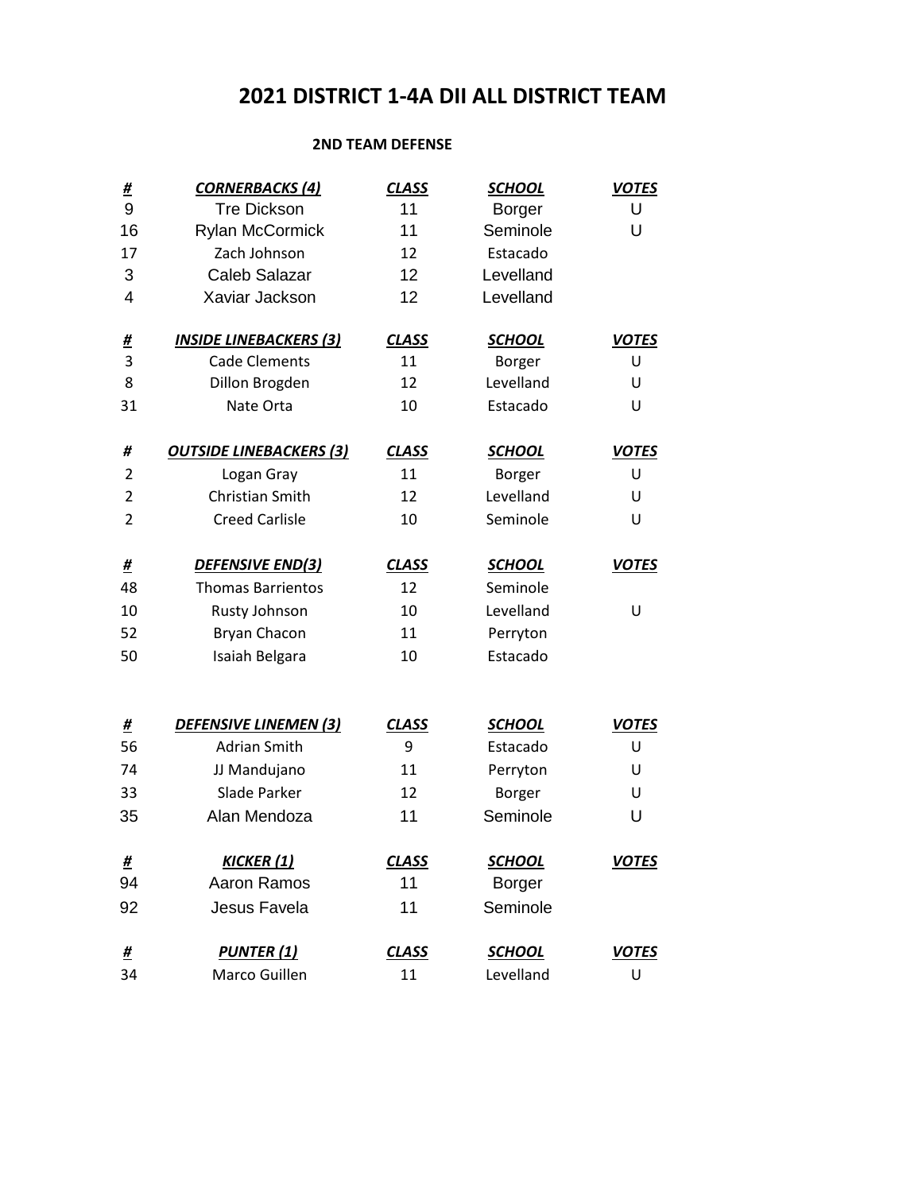# 2021 DISTRICT 1-4A DII ALL DISTRICT TEAM

### 2ND TEAM DEFENSE

| # | CORNERBACKS (4) | CLASS | SCHOOL | VOTES |
|---|---|---|---|---|
| 9 | Tre Dickson | 11 | Borger | U |
| 16 | Rylan McCormick | 11 | Seminole | U |
| 17 | Zach Johnson | 12 | Estacado | |
| 3 | Caleb Salazar | 12 | Levelland | |
| 4 | Xaviar Jackson | 12 | Levelland | |

| # | INSIDE LINEBACKERS (3) | CLASS | SCHOOL | VOTES |
|---|---|---|---|---|
| 3 | Cade Clements | 11 | Borger | U |
| 8 | Dillon Brogden | 12 | Levelland | U |
| 31 | Nate Orta | 10 | Estacado | U |

| # | OUTSIDE LINEBACKERS (3) | CLASS | SCHOOL | VOTES |
|---|---|---|---|---|
| 2 | Logan Gray | 11 | Borger | U |
| 2 | Christian Smith | 12 | Levelland | U |
| 2 | Creed Carlisle | 10 | Seminole | U |

| # | DEFENSIVE END(3) | CLASS | SCHOOL | VOTES |
|---|---|---|---|---|
| 48 | Thomas Barrientos | 12 | Seminole | |
| 10 | Rusty Johnson | 10 | Levelland | U |
| 52 | Bryan Chacon | 11 | Perryton | |
| 50 | Isaiah Belgara | 10 | Estacado | |

| # | DEFENSIVE LINEMEN (3) | CLASS | SCHOOL | VOTES |
|---|---|---|---|---|
| 56 | Adrian Smith | 9 | Estacado | U |
| 74 | JJ Mandujano | 11 | Perryton | U |
| 33 | Slade Parker | 12 | Borger | U |
| 35 | Alan Mendoza | 11 | Seminole | U |

| # | KICKER (1) | CLASS | SCHOOL | VOTES |
|---|---|---|---|---|
| 94 | Aaron Ramos | 11 | Borger | |
| 92 | Jesus Favela | 11 | Seminole | |

| # | PUNTER (1) | CLASS | SCHOOL | VOTES |
|---|---|---|---|---|
| 34 | Marco Guillen | 11 | Levelland | U |